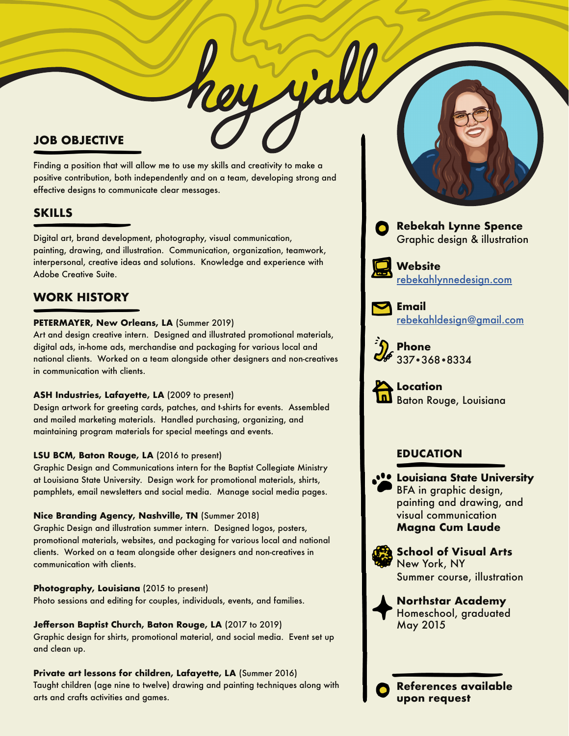hey y'all

## JOB OBJECTIVE

Finding a position that will allow me to use my skills and creativity to make a positive contribution, both independently and on a team, developing strong and effective designs to communicate clear messages.

## SKILLS

Digital art, brand development, photography, visual communication, painting, drawing, and illustration. Communication, organization, teamwork, interpersonal, creative ideas and solutions. Knowledge and experience with Adobe Creative Suite.

## WORK HISTORY

**PETERMAYER, New Orleans, LA** (Summer 2019)
Art and design creative intern. Designed and illustrated promotional materials, digital ads, in-home ads, merchandise and packaging for various local and national clients. Worked on a team alongside other designers and non-creatives in communication with clients.

**ASH Industries, Lafayette, LA** (2009 to present)
Design artwork for greeting cards, patches, and t-shirts for events. Assembled and mailed marketing materials. Handled purchasing, organizing, and maintaining program materials for special meetings and events.

**LSU BCM, Baton Rouge, LA** (2016 to present)
Graphic Design and Communications intern for the Baptist Collegiate Ministry at Louisiana State University. Design work for promotional materials, shirts, pamphlets, email newsletters and social media. Manage social media pages.

**Nice Branding Agency, Nashville, TN** (Summer 2018)
Graphic Design and illustration summer intern. Designed logos, posters, promotional materials, websites, and packaging for various local and national clients. Worked on a team alongside other designers and non-creatives in communication with clients.

**Photography, Louisiana** (2015 to present)
Photo sessions and editing for couples, individuals, events, and families.

**Jefferson Baptist Church, Baton Rouge, LA** (2017 to 2019)
Graphic design for shirts, promotional material, and social media. Event set up and clean up.

**Private art lessons for children, Lafayette, LA** (Summer 2016)
Taught children (age nine to twelve) drawing and painting techniques along with arts and crafts activities and games.

**Rebekah Lynne Spence**
Graphic design & illustration

**Website**
rebekahlynnedesign.com

**Email**
rebekahldesign@gmail.com

**Phone**
337•368•8334

**Location**
Baton Rouge, Louisiana

## EDUCATION

**Louisiana State University**
BFA in graphic design, painting and drawing, and visual communication
**Magna Cum Laude**

**School of Visual Arts**
New York, NY
Summer course, illustration

**Northstar Academy**
Homeschool, graduated May 2015

**References available upon request**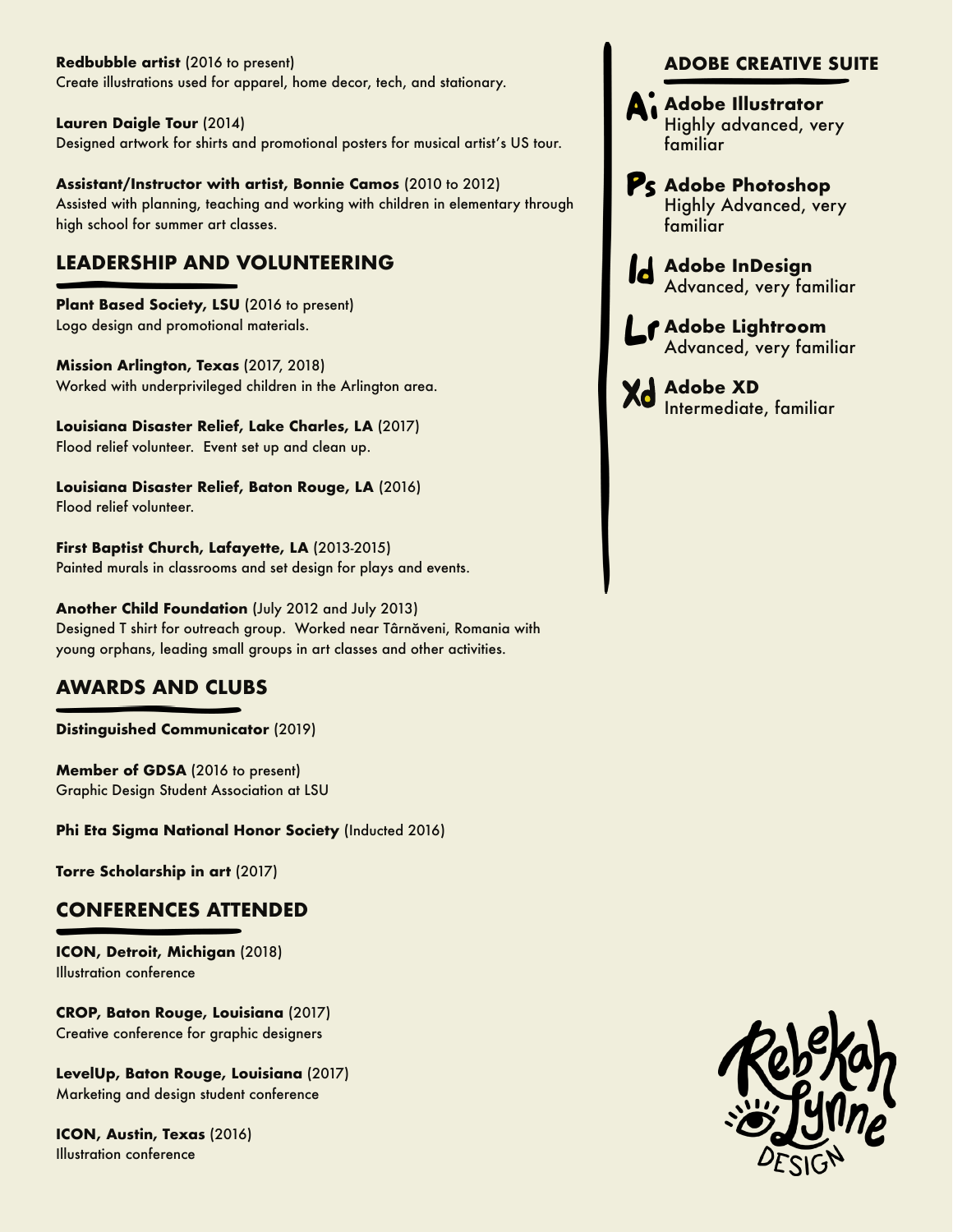**Redbubble artist** (2016 to present)
Create illustrations used for apparel, home decor, tech, and stationary.

**Lauren Daigle Tour** (2014)
Designed artwork for shirts and promotional posters for musical artist's US tour.

**Assistant/Instructor with artist, Bonnie Camos** (2010 to 2012)
Assisted with planning, teaching and working with children in elementary through high school for summer art classes.

## LEADERSHIP AND VOLUNTEERING

**Plant Based Society, LSU** (2016 to present)
Logo design and promotional materials.

**Mission Arlington, Texas** (2017, 2018)
Worked with underprivileged children in the Arlington area.

**Louisiana Disaster Relief, Lake Charles, LA** (2017)
Flood relief volunteer. Event set up and clean up.

**Louisiana Disaster Relief, Baton Rouge, LA** (2016)
Flood relief volunteer.

**First Baptist Church, Lafayette, LA** (2013-2015)
Painted murals in classrooms and set design for plays and events.

**Another Child Foundation** (July 2012 and July 2013)
Designed T shirt for outreach group. Worked near Târnăveni, Romania with young orphans, leading small groups in art classes and other activities.

## AWARDS AND CLUBS

**Distinguished Communicator** (2019)

**Member of GDSA** (2016 to present)
Graphic Design Student Association at LSU

**Phi Eta Sigma National Honor Society** (Inducted 2016)

**Torre Scholarship in art** (2017)

## CONFERENCES ATTENDED

**ICON, Detroit, Michigan** (2018)
Illustration conference

**CROP, Baton Rouge, Louisiana** (2017)
Creative conference for graphic designers

**LevelUp, Baton Rouge, Louisiana** (2017)
Marketing and design student conference

**ICON, Austin, Texas** (2016)
Illustration conference

## ADOBE CREATIVE SUITE

Ai **Adobe Illustrator**
Highly advanced, very familiar

Ps **Adobe Photoshop**
Highly Advanced, very familiar

Id **Adobe InDesign**
Advanced, very familiar

Lr **Adobe Lightroom**
Advanced, very familiar

Xd **Adobe XD**
Intermediate, familiar

Rebekah Lynne
DESIGN